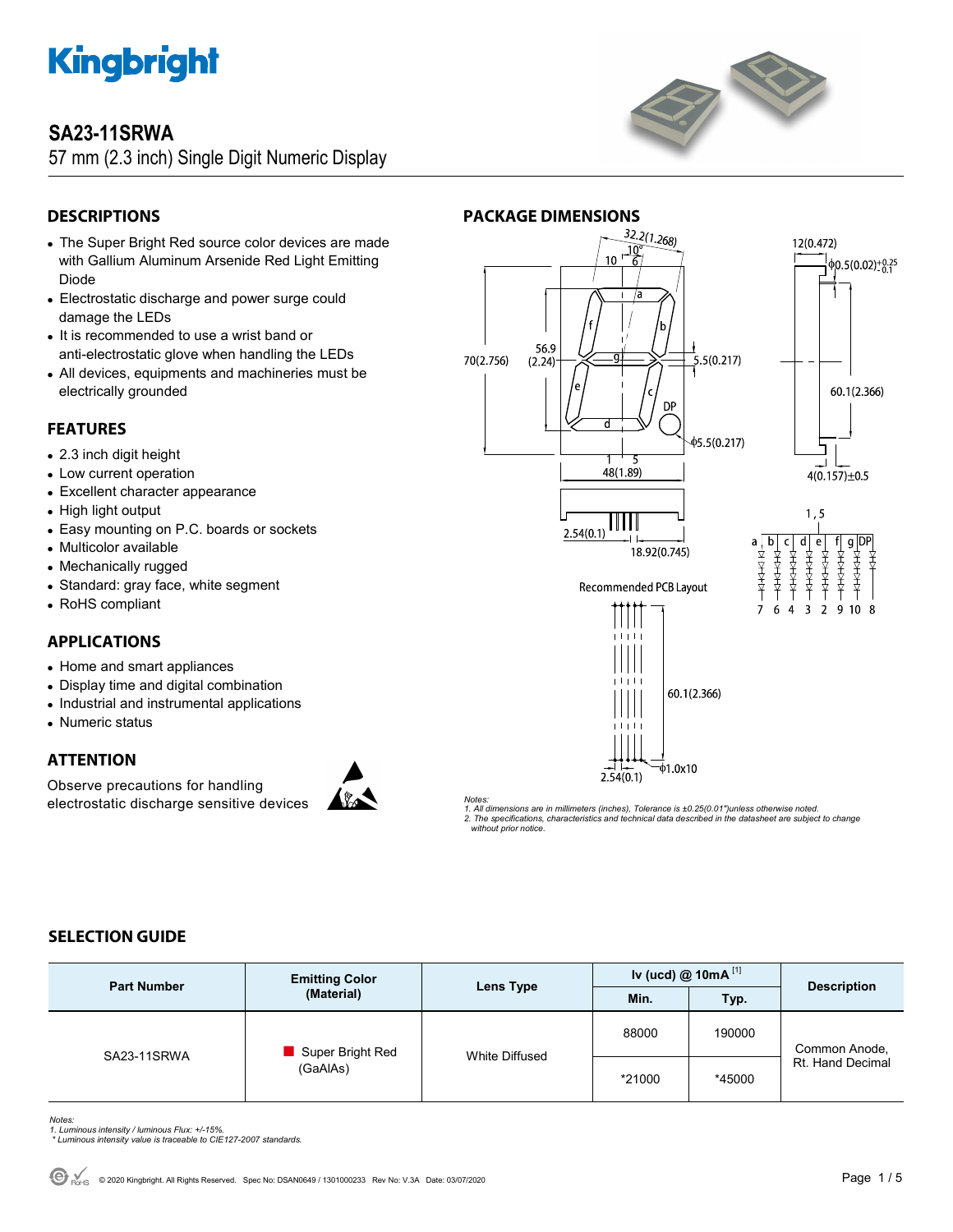# Kingbright

## SA23-11SRWA

57 mm (2.3 inch) Single Digit Numeric Display

## DESCRIPTIONS

- The Super Bright Red source color devices are made with Gallium Aluminum Arsenide Red Light Emitting Diode
- Electrostatic discharge and power surge could damage the LEDs
- It is recommended to use a wrist band or anti-electrostatic glove when handling the LEDs
- All devices, equipments and machineries must be electrically grounded

## FEATURES

- 2.3 inch digit height
- Low current operation
- Excellent character appearance
- High light output
- Easy mounting on P.C. boards or sockets
- Multicolor available
- Mechanically rugged
- Standard: gray face, white segment
- RoHS compliant

## APPLICATIONS

- Home and smart appliances
- Display time and digital combination
- Industrial and instrumental applications
- Numeric status

## ATTENTION

Observe precautions for handling electrostatic discharge sensitive devices

## PACKAGE DIMENSIONS

Recommended PCB Layout

*Notes:*
*1. All dimensions are in millimeters (inches), Tolerance is ±0.25(0.01")unless otherwise noted.*
*2. The specifications, characteristics and technical data described in the datasheet are subject to change without prior notice.*

## SELECTION GUIDE

| Part Number | Emitting Color (Material) | Lens Type | Iv (ucd) @ 10mA [1] | | Description |
|---|---|---|---|---|---|
| | | | Min. | Typ. | |
| SA23-11SRWA | Super Bright Red (GaAlAs) | White Diffused | 88000 | 190000 | Common Anode, Rt. Hand Decimal |
| | | | *21000 | *45000 | |

*Notes:*
*1. Luminous intensity / luminous Flux: +/-15%.*
*\* Luminous intensity value is traceable to CIE127-2007 standards.*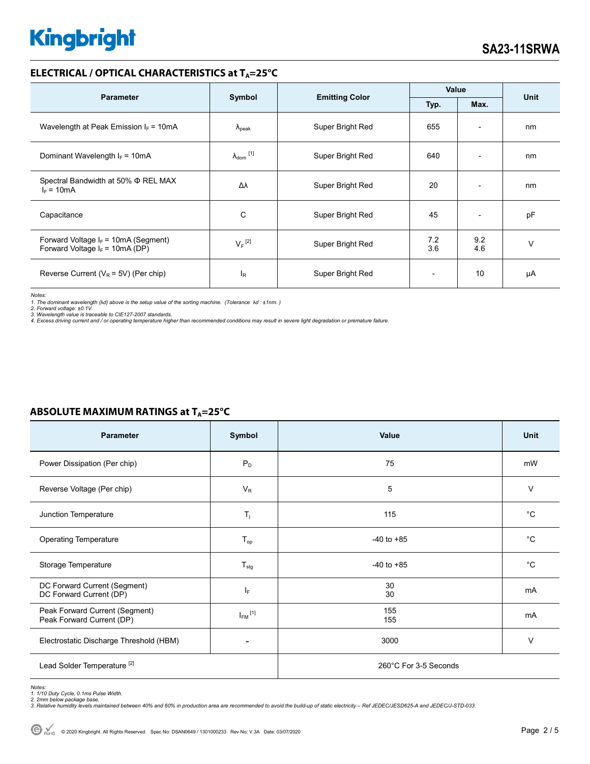## ELECTRICAL / OPTICAL CHARACTERISTICS at $T_A$=25°C

| Parameter | Symbol | Emitting Color | Value | | Unit |
|---|---|---|---|---|---|
| | | | Typ. | Max. | |
| Wavelength at Peak Emission $I_F$ = 10mA | $\lambda_{peak}$ | Super Bright Red | 655 | - | nm |
| Dominant Wavelength $I_F$ = 10mA | $\lambda_{dom}$ [1] | Super Bright Red | 640 | - | nm |
| Spectral Bandwidth at 50% Φ REL MAX $I_F$ = 10mA | Δλ | Super Bright Red | 20 | - | nm |
| Capacitance | C | Super Bright Red | 45 | - | pF |
| Forward Voltage $I_F$ = 10mA (Segment)<br>Forward Voltage $I_F$ = 10mA (DP) | $V_F$ [2] | Super Bright Red | 7.2<br>3.6 | 9.2<br>4.6 | V |
| Reverse Current ($V_R$ = 5V) (Per chip) | $I_R$ | Super Bright Red | - | 10 | μA |

*Notes:*
*1. The dominant wavelength (λd) above is the setup value of the sorting machine. (Tolerance λd : ±1nm. )*
*2. Forward voltage: ±0.1V.*
*3. Wavelength value is traceable to CIE127-2007 standards.*
*4. Excess driving current and / or operating temperature higher than recommended conditions may result in severe light degradation or premature failure.*

## ABSOLUTE MAXIMUM RATINGS at $T_A$=25°C

| Parameter | Symbol | Value | Unit |
|---|---|---|---|
| Power Dissipation (Per chip) | $P_D$ | 75 | mW |
| Reverse Voltage (Per chip) | $V_R$ | 5 | V |
| Junction Temperature | $T_j$ | 115 | °C |
| Operating Temperature | $T_{op}$ | -40 to +85 | °C |
| Storage Temperature | $T_{stg}$ | -40 to +85 | °C |
| DC Forward Current (Segment)<br>DC Forward Current (DP) | $I_F$ | 30<br>30 | mA |
| Peak Forward Current (Segment)<br>Peak Forward Current (DP) | $I_{FM}$ [1] | 155<br>155 | mA |
| Electrostatic Discharge Threshold (HBM) | - | 3000 | V |
| Lead Solder Temperature [2] | | 260°C For 3-5 Seconds | |

*Notes:*
*1. 1/10 Duty Cycle, 0.1ms Pulse Width.*
*2. 2mm below package base.*
*3. Relative humidity levels maintained between 40% and 60% in production area are recommended to avoid the build-up of static electricity – Ref JEDEC/JESD625-A and JEDEC/J-STD-033.*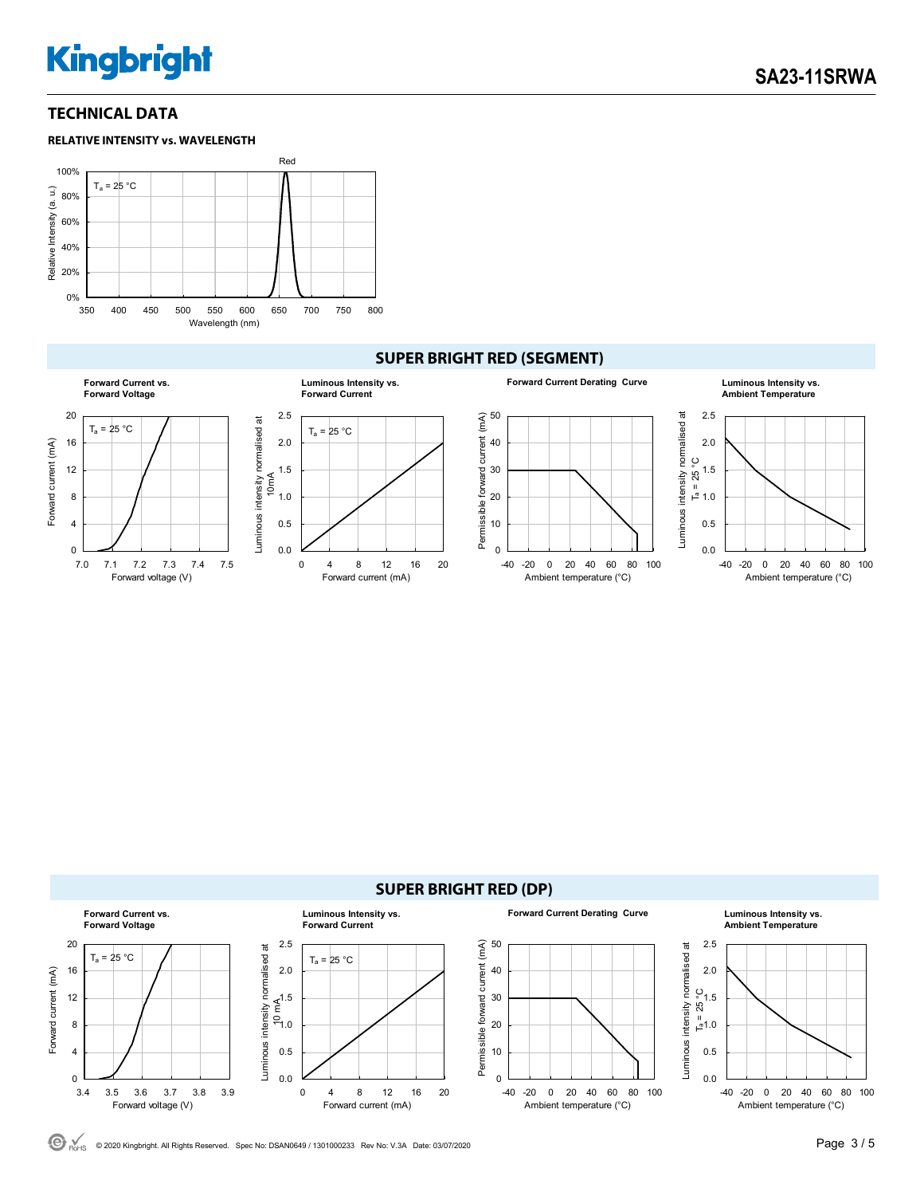## TECHNICAL DATA

### RELATIVE INTENSITY vs. WAVELENGTH

## SUPER BRIGHT RED (SEGMENT)

**Forward Current vs. Forward Voltage**

**Luminous Intensity vs. Forward Current**

**Forward Current Derating Curve**

**Luminous Intensity vs. Ambient Temperature**

## SUPER BRIGHT RED (DP)

**Forward Current vs. Forward Voltage**

**Luminous Intensity vs. Forward Current**

**Forward Current Derating Curve**

**Luminous Intensity vs. Ambient Temperature**

© 2020 Kingbright. All Rights Reserved. Spec No: DSAN0649 / 1301000233 Rev No: V.3A Date: 03/07/2020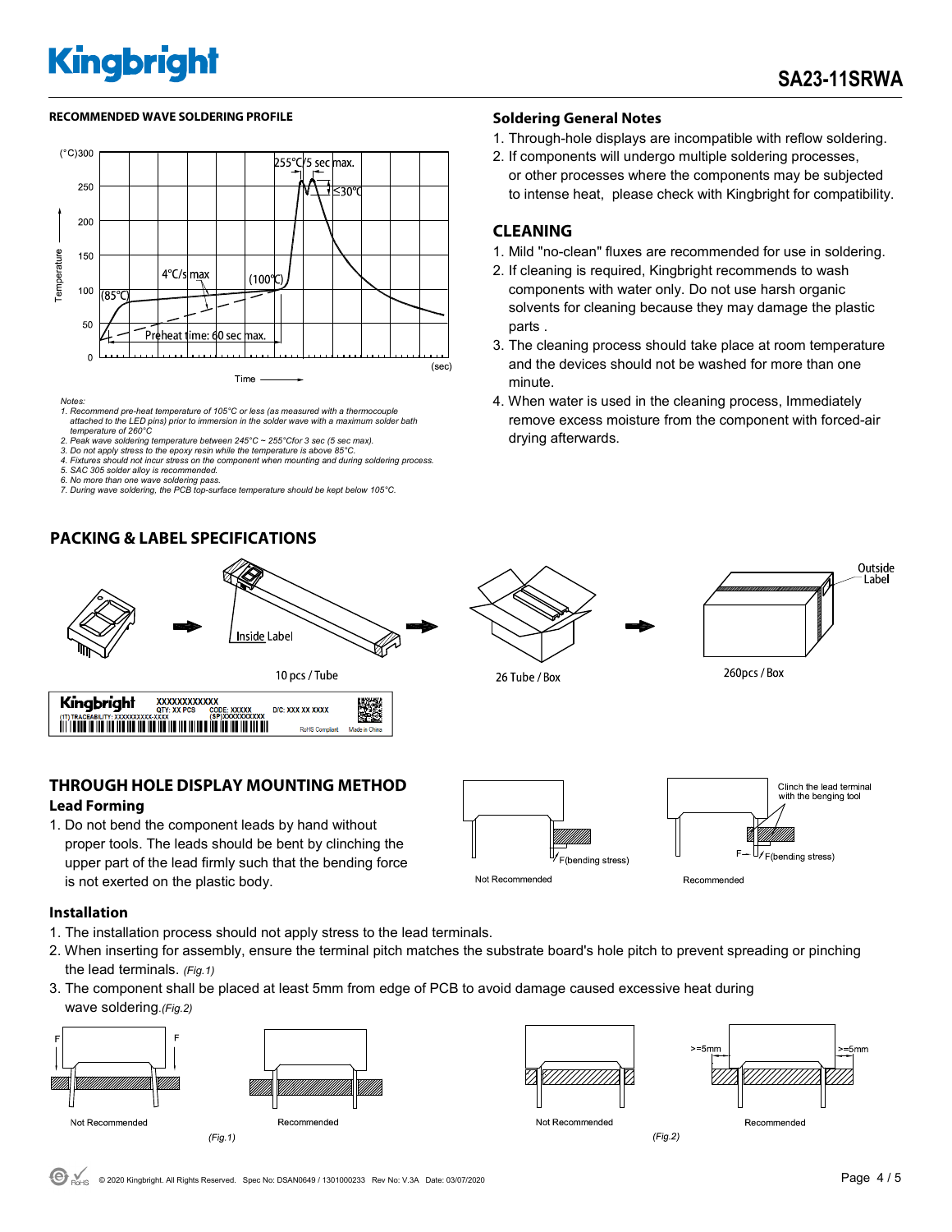## RECOMMENDED WAVE SOLDERING PROFILE

Notes:
1. Recommend pre-heat temperature of 105°C or less (as measured with a thermocouple attached to the LED pins) prior to immersion in the solder wave with a maximum solder bath temperature of 260°C
2. Peak wave soldering temperature between 245°C ~ 255°Cfor 3 sec (5 sec max).
3. Do not apply stress to the epoxy resin while the temperature is above 85°C.
4. Fixtures should not incur stress on the component when mounting and during soldering process.
5. SAC 305 solder alloy is recommended.
6. No more than one wave soldering pass.
7. During wave soldering, the PCB top-surface temperature should be kept below 105°C.

## Soldering General Notes

1. Through-hole displays are incompatible with reflow soldering.
2. If components will undergo multiple soldering processes, or other processes where the components may be subjected to intense heat, please check with Kingbright for compatibility.

## CLEANING

1. Mild "no-clean" fluxes are recommended for use in soldering.
2. If cleaning is required, Kingbright recommends to wash components with water only. Do not use harsh organic solvents for cleaning because they may damage the plastic parts .
3. The cleaning process should take place at room temperature and the devices should not be washed for more than one minute.
4. When water is used in the cleaning process, Immediately remove excess moisture from the component with forced-air drying afterwards.

## PACKING & LABEL SPECIFICATIONS

10 pcs / Tube → 26 Tube / Box → 260pcs / Box

## THROUGH HOLE DISPLAY MOUNTING METHOD

### Lead Forming

1. Do not bend the component leads by hand without proper tools. The leads should be bent by clinching the upper part of the lead firmly such that the bending force is not exerted on the plastic body.

### Installation

1. The installation process should not apply stress to the lead terminals.
2. When inserting for assembly, ensure the terminal pitch matches the substrate board's hole pitch to prevent spreading or pinching the lead terminals. *(Fig.1)*
3. The component shall be placed at least 5mm from edge of PCB to avoid damage caused excessive heat during wave soldering.*(Fig.2)*

*(Fig.1)*

*(Fig.2)*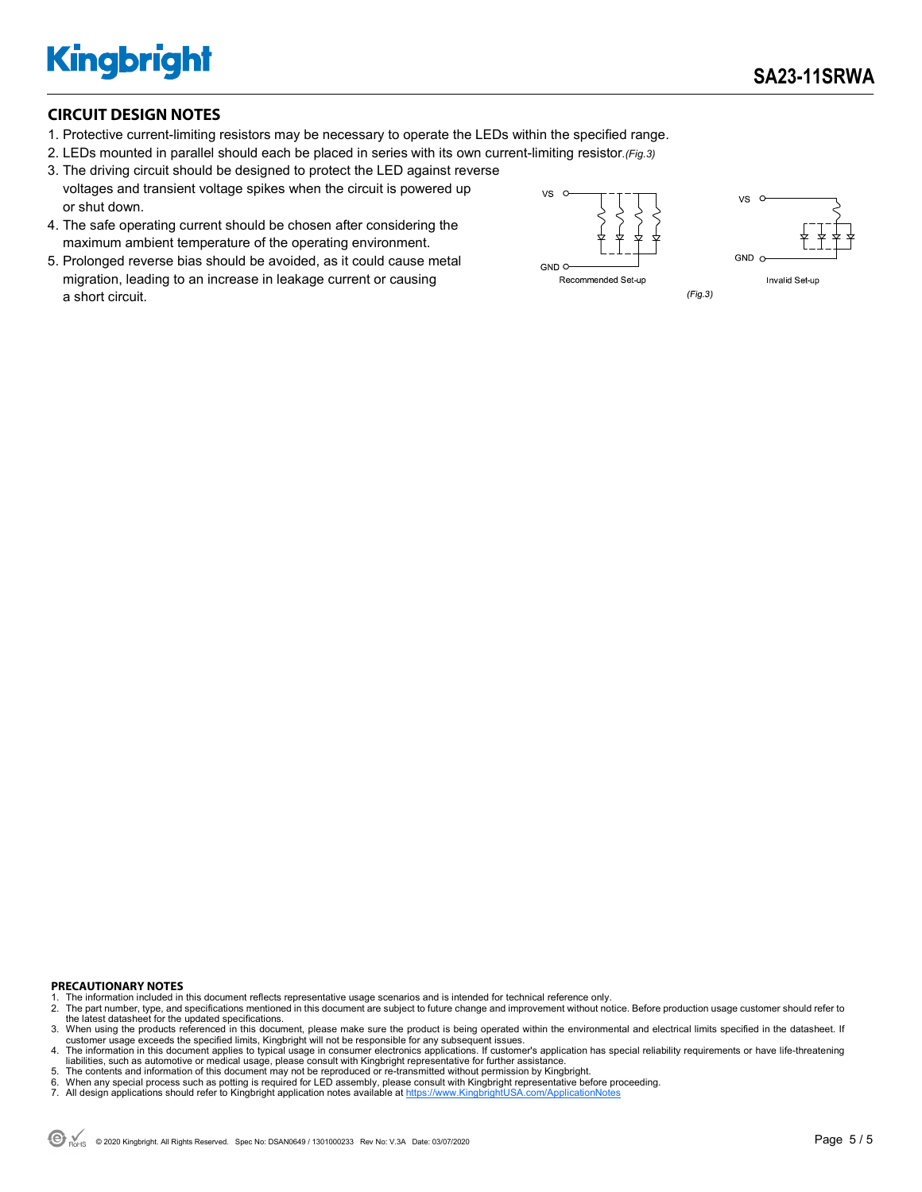## CIRCUIT DESIGN NOTES

1. Protective current-limiting resistors may be necessary to operate the LEDs within the specified range.
2. LEDs mounted in parallel should each be placed in series with its own current-limiting resistor.*(Fig.3)*
3. The driving circuit should be designed to protect the LED against reverse voltages and transient voltage spikes when the circuit is powered up or shut down.
4. The safe operating current should be chosen after considering the maximum ambient temperature of the operating environment.
5. Prolonged reverse bias should be avoided, as it could cause metal migration, leading to an increase in leakage current or causing a short circuit.

VS

GND

Recommended Set-up

VS

GND

Invalid Set-up

*(Fig.3)*

**PRECAUTIONARY NOTES**

1. The information included in this document reflects representative usage scenarios and is intended for technical reference only.
2. The part number, type, and specifications mentioned in this document are subject to future change and improvement without notice. Before production usage customer should refer to the latest datasheet for the updated specifications.
3. When using the products referenced in this document, please make sure the product is being operated within the environmental and electrical limits specified in the datasheet. If customer usage exceeds the specified limits, Kingbright will not be responsible for any subsequent issues.
4. The information in this document applies to typical usage in consumer electronics applications. If customer's application has special reliability requirements or have life-threatening liabilities, such as automotive or medical usage, please consult with Kingbright representative for further assistance.
5. The contents and information of this document may not be reproduced or re-transmitted without permission by Kingbright.
6. When any special process such as potting is required for LED assembly, please consult with Kingbright representative before proceeding.
7. All design applications should refer to Kingbright application notes available at https://www.KingbrightUSA.com/ApplicationNotes

© 2020 Kingbright. All Rights Reserved. Spec No: DSAN0649 / 1301000233 Rev No: V.3A Date: 03/07/2020